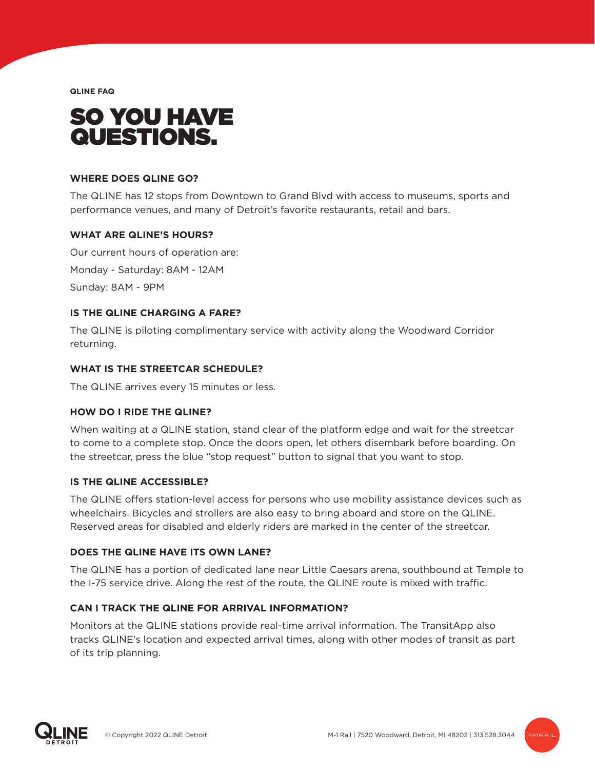QLINE FAQ

# SO YOU HAVE QUESTIONS.

### WHERE DOES QLINE GO?

The QLINE has 12 stops from Downtown to Grand Blvd with access to museums, sports and performance venues, and many of Detroit's favorite restaurants, retail and bars.

### WHAT ARE QLINE'S HOURS?

Our current hours of operation are:

Monday - Saturday: 8AM - 12AM

Sunday: 8AM - 9PM

### IS THE QLINE CHARGING A FARE?

The QLINE is piloting complimentary service with activity along the Woodward Corridor returning.

### WHAT IS THE STREETCAR SCHEDULE?

The QLINE arrives every 15 minutes or less.

### HOW DO I RIDE THE QLINE?

When waiting at a QLINE station, stand clear of the platform edge and wait for the streetcar to come to a complete stop. Once the doors open, let others disembark before boarding. On the streetcar, press the blue "stop request" button to signal that you want to stop.

### IS THE QLINE ACCESSIBLE?

The QLINE offers station-level access for persons who use mobility assistance devices such as wheelchairs. Bicycles and strollers are also easy to bring aboard and store on the QLINE. Reserved areas for disabled and elderly riders are marked in the center of the streetcar.

### DOES THE QLINE HAVE ITS OWN LANE?

The QLINE has a portion of dedicated lane near Little Caesars arena, southbound at Temple to the I-75 service drive. Along the rest of the route, the QLINE route is mixed with traffic.

### CAN I TRACK THE QLINE FOR ARRIVAL INFORMATION?

Monitors at the QLINE stations provide real-time arrival information. The TransitApp also tracks QLINE's location and expected arrival times, along with other modes of transit as part of its trip planning.

© Copyright 2022 QLINE Detroit

M-1 Rail | 7520 Woodward, Detroit, MI 48202 | 313.528.3044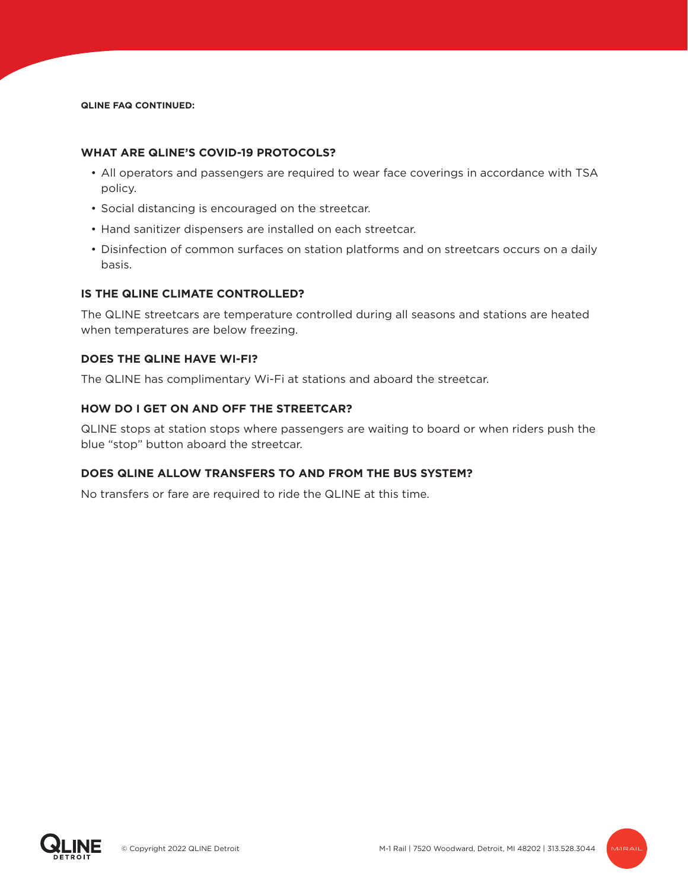**QLINE FAQ CONTINUED:**

## WHAT ARE QLINE'S COVID-19 PROTOCOLS?

- All operators and passengers are required to wear face coverings in accordance with TSA policy.
- Social distancing is encouraged on the streetcar.
- Hand sanitizer dispensers are installed on each streetcar.
- Disinfection of common surfaces on station platforms and on streetcars occurs on a daily basis.

## IS THE QLINE CLIMATE CONTROLLED?

The QLINE streetcars are temperature controlled during all seasons and stations are heated when temperatures are below freezing.

## DOES THE QLINE HAVE WI-FI?

The QLINE has complimentary Wi-Fi at stations and aboard the streetcar.

## HOW DO I GET ON AND OFF THE STREETCAR?

QLINE stops at station stops where passengers are waiting to board or when riders push the blue "stop" button aboard the streetcar.

## DOES QLINE ALLOW TRANSFERS TO AND FROM THE BUS SYSTEM?

No transfers or fare are required to ride the QLINE at this time.